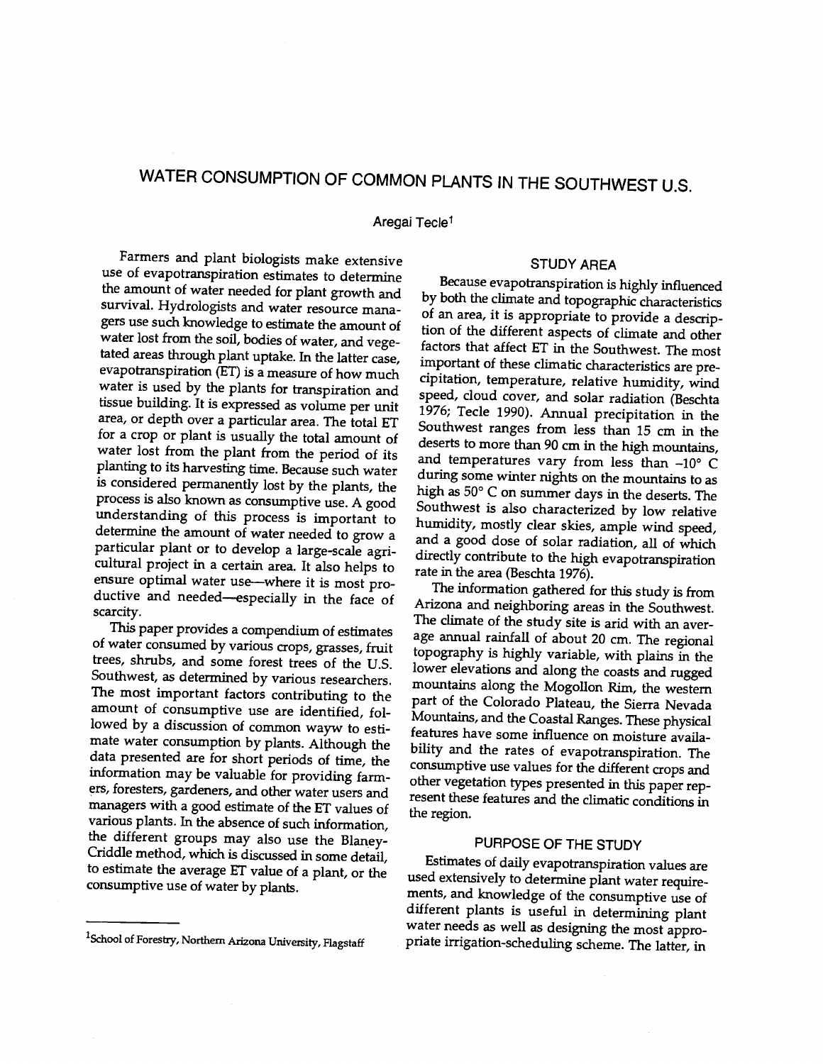# WATER CONSUMPTION OF COMMON PLANTS IN THE SOUTHWEST U.S.

Aregai Tecle[1]

Farmers and plant biologists make extensive use of evapotranspiration estimates to determine the amount of water needed for plant growth and survival. Hydrologists and water resource managers use such knowledge to estimate the amount of water lost from the soil, bodies of water, and vegetated areas through plant uptake. In the latter case, evapotranspiration (ET) is a measure of how much water is used by the plants for transpiration and tissue building. It is expressed as volume per unit area, or depth over a particular area. The total ET for a crop or plant is usually the total amount of water lost from the plant from the period of its planting to its harvesting time. Because such water is considered permanently lost by the plants, the process is also known as consumptive use. A good understanding of this process is important to determine the amount of water needed to grow a particular plant or to develop a large-scale agricultural project in a certain area. It also helps to ensure optimal water use—where it is most productive and needed—especially in the face of scarcity.

This paper provides a compendium of estimates of water consumed by various crops, grasses, fruit trees, shrubs, and some forest trees of the U.S. Southwest, as determined by various researchers. The most important factors contributing to the amount of consumptive use are identified, followed by a discussion of common wayw to estimate water consumption by plants. Although the data presented are for short periods of time, the information may be valuable for providing farmers, foresters, gardeners, and other water users and managers with a good estimate of the ET values of various plants. In the absence of such information, the different groups may also use the Blaney-Criddle method, which is discussed in some detail, to estimate the average ET value of a plant, or the consumptive use of water by plants.

## STUDY AREA

Because evapotranspiration is highly influenced by both the climate and topographic characteristics of an area, it is appropriate to provide a description of the different aspects of climate and other factors that affect ET in the Southwest. The most important of these climatic characteristics are precipitation, temperature, relative humidity, wind speed, cloud cover, and solar radiation (Beschta 1976; Tecle 1990). Annual precipitation in the Southwest ranges from less than 15 cm in the deserts to more than 90 cm in the high mountains, and temperatures vary from less than –10° C during some winter nights on the mountains to as high as 50° C on summer days in the deserts. The Southwest is also characterized by low relative humidity, mostly clear skies, ample wind speed, and a good dose of solar radiation, all of which directly contribute to the high evapotranspiration rate in the area (Beschta 1976).

The information gathered for this study is from Arizona and neighboring areas in the Southwest. The climate of the study site is arid with an average annual rainfall of about 20 cm. The regional topography is highly variable, with plains in the lower elevations and along the coasts and rugged mountains along the Mogollon Rim, the western part of the Colorado Plateau, the Sierra Nevada Mountains, and the Coastal Ranges. These physical features have some influence on moisture availability and the rates of evapotranspiration. The consumptive use values for the different crops and other vegetation types presented in this paper represent these features and the climatic conditions in the region.

## PURPOSE OF THE STUDY

Estimates of daily evapotranspiration values are used extensively to determine plant water requirements, and knowledge of the consumptive use of different plants is useful in determining plant water needs as well as designing the most appropriate irrigation-scheduling scheme. The latter, in

[1]School of Forestry, Northern Arizona University, Flagstaff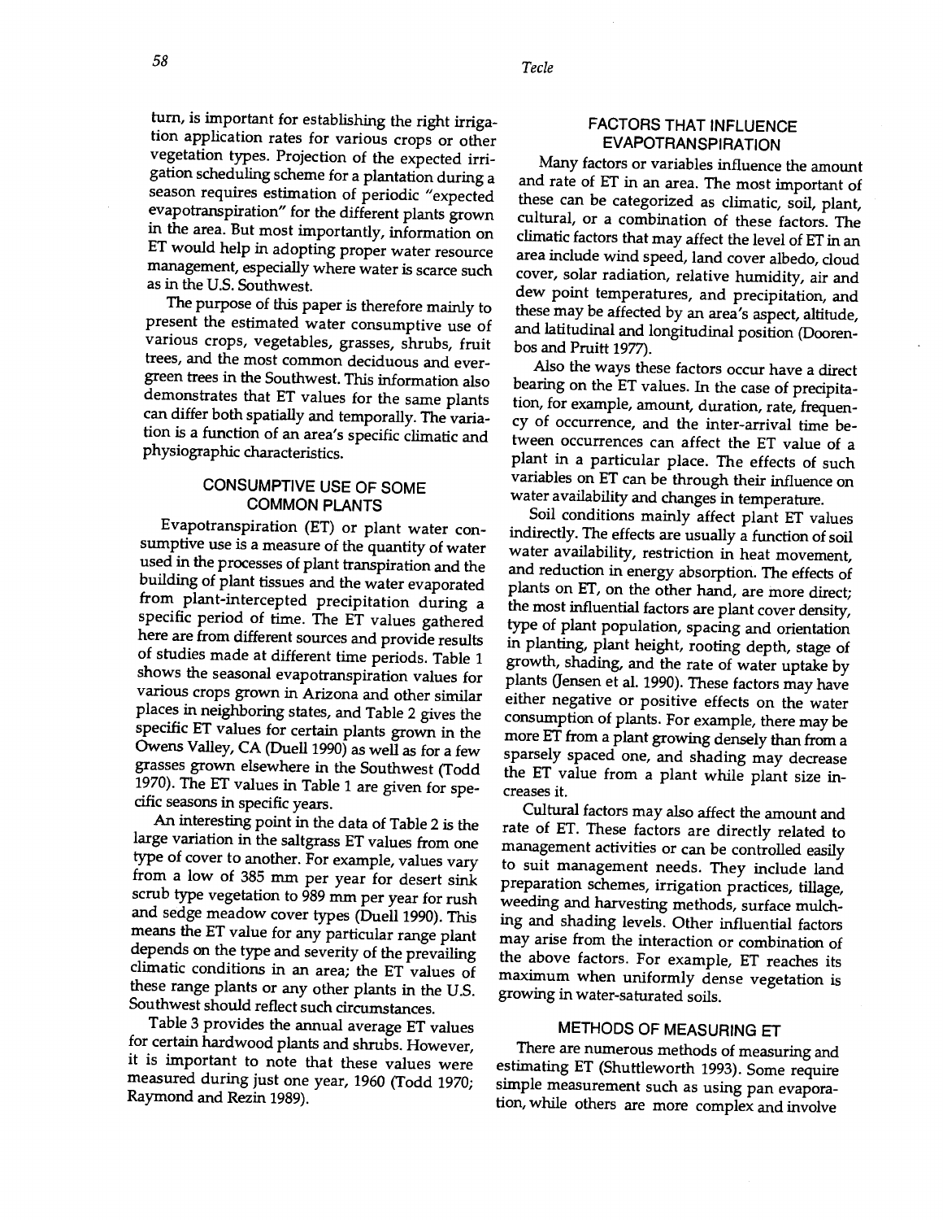turn, is important for establishing the right irrigation application rates for various crops or other vegetation types. Projection of the expected irrigation scheduling scheme for a plantation during a season requires estimation of periodic "expected evapotranspiration" for the different plants grown in the area. But most importantly, information on ET would help in adopting proper water resource management, especially where water is scarce such as in the U.S. Southwest.

The purpose of this paper is therefore mainly to present the estimated water consumptive use of various crops, vegetables, grasses, shrubs, fruit trees, and the most common deciduous and evergreen trees in the Southwest. This information also demonstrates that ET values for the same plants can differ both spatially and temporally. The variation is a function of an area's specific climatic and physiographic characteristics.

## CONSUMPTIVE USE OF SOME COMMON PLANTS

Evapotranspiration (ET) or plant water consumptive use is a measure of the quantity of water used in the processes of plant transpiration and the building of plant tissues and the water evaporated from plant-intercepted precipitation during a specific period of time. The ET values gathered here are from different sources and provide results of studies made at different time periods. Table 1 shows the seasonal evapotranspiration values for various crops grown in Arizona and other similar places in neighboring states, and Table 2 gives the specific ET values for certain plants grown in the Owens Valley, CA (Duell 1990) as well as for a few grasses grown elsewhere in the Southwest (Todd 1970). The ET values in Table 1 are given for specific seasons in specific years.

An interesting point in the data of Table 2 is the large variation in the saltgrass ET values from one type of cover to another. For example, values vary from a low of 385 mm per year for desert sink scrub type vegetation to 989 mm per year for rush and sedge meadow cover types (Duell 1990). This means the ET value for any particular range plant depends on the type and severity of the prevailing climatic conditions in an area; the ET values of these range plants or any other plants in the U.S. Southwest should reflect such circumstances.

Table 3 provides the annual average ET values for certain hardwood plants and shrubs. However, it is important to note that these values were measured during just one year, 1960 (Todd 1970; Raymond and Rezin 1989).

## FACTORS THAT INFLUENCE EVAPOTRANSPIRATION

Many factors or variables influence the amount and rate of ET in an area. The most important of these can be categorized as climatic, soil, plant, cultural, or a combination of these factors. The climatic factors that may affect the level of ET in an area include wind speed, land cover albedo, cloud cover, solar radiation, relative humidity, air and dew point temperatures, and precipitation, and these may be affected by an area's aspect, altitude, and latitudinal and longitudinal position (Doorenbos and Pruitt 1977).

Also the ways these factors occur have a direct bearing on the ET values. In the case of precipitation, for example, amount, duration, rate, frequency of occurrence, and the inter-arrival time between occurrences can affect the ET value of a plant in a particular place. The effects of such variables on ET can be through their influence on water availability and changes in temperature.

Soil conditions mainly affect plant ET values indirectly. The effects are usually a function of soil water availability, restriction in heat movement, and reduction in energy absorption. The effects of plants on ET, on the other hand, are more direct; the most influential factors are plant cover density, type of plant population, spacing and orientation in planting, plant height, rooting depth, stage of growth, shading, and the rate of water uptake by plants (Jensen et al. 1990). These factors may have either negative or positive effects on the water consumption of plants. For example, there may be more ET from a plant growing densely than from a sparsely spaced one, and shading may decrease the ET value from a plant while plant size increases it.

Cultural factors may also affect the amount and rate of ET. These factors are directly related to management activities or can be controlled easily to suit management needs. They include land preparation schemes, irrigation practices, tillage, weeding and harvesting methods, surface mulching and shading levels. Other influential factors may arise from the interaction or combination of the above factors. For example, ET reaches its maximum when uniformly dense vegetation is growing in water-saturated soils.

## METHODS OF MEASURING ET

There are numerous methods of measuring and estimating ET (Shuttleworth 1993). Some require simple measurement such as using pan evaporation, while others are more complex and involve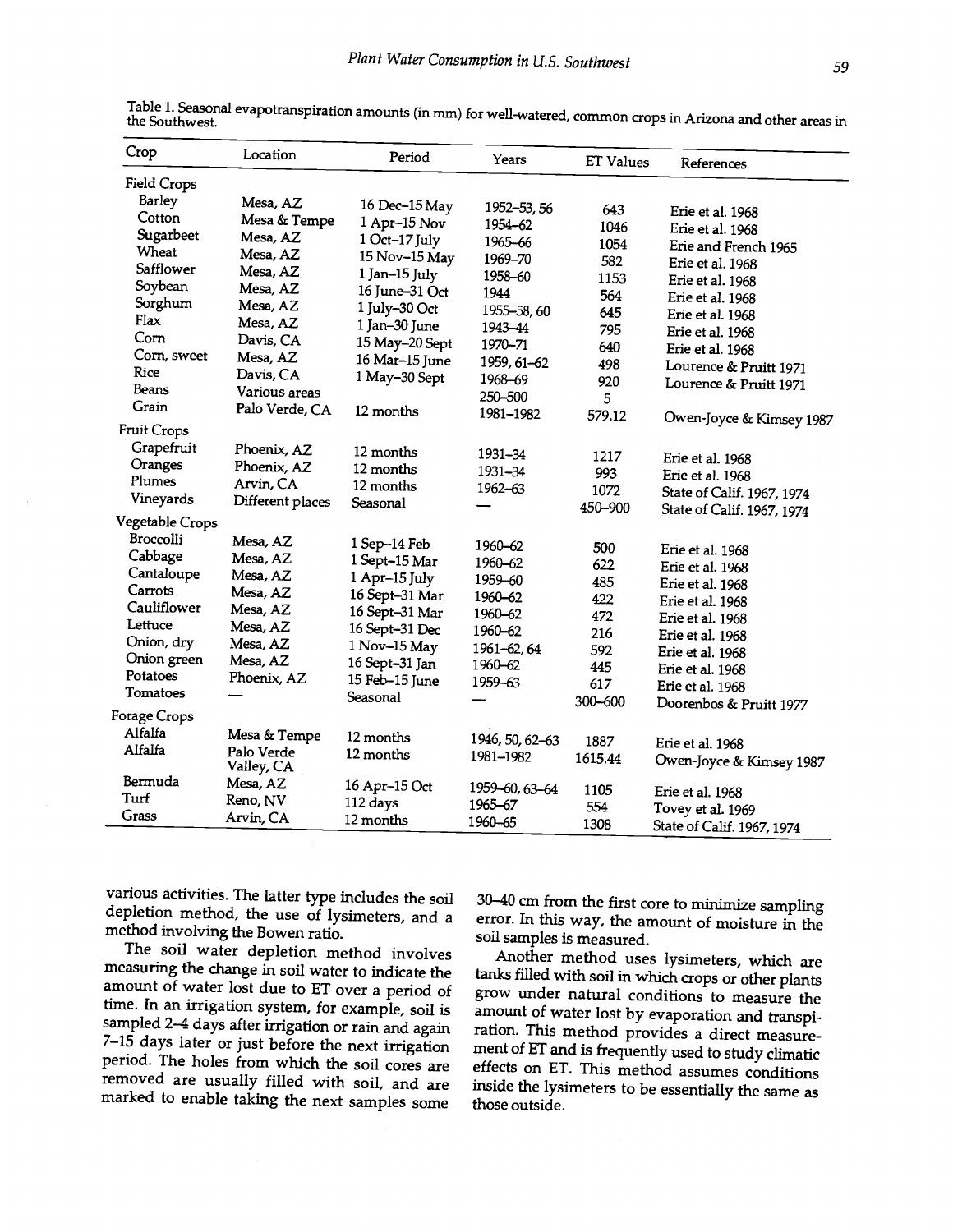Table 1. Seasonal evapotranspiration amounts (in mm) for well-watered, common crops in Arizona and other areas in the Southwest.

| Crop | Location | Period | Years | ET Values | References |
|---|---|---|---|---|---|
| Field Crops | | | | | |
| Barley | Mesa, AZ | 16 Dec–15 May | 1952–53, 56 | 643 | Erie et al. 1968 |
| Cotton | Mesa & Tempe | 1 Apr–15 Nov | 1954–62 | 1046 | Erie et al. 1968 |
| Sugarbeet | Mesa, AZ | 1 Oct–17 July | 1965–66 | 1054 | Erie and French 1965 |
| Wheat | Mesa, AZ | 15 Nov–15 May | 1969–70 | 582 | Erie et al. 1968 |
| Safflower | Mesa, AZ | 1 Jan–15 July | 1958–60 | 1153 | Erie et al. 1968 |
| Soybean | Mesa, AZ | 16 June–31 Oct | 1944 | 564 | Erie et al. 1968 |
| Sorghum | Mesa, AZ | 1 July–30 Oct | 1955–58, 60 | 645 | Erie et al. 1968 |
| Flax | Mesa, AZ | 1 Jan–30 June | 1943–44 | 795 | Erie et al. 1968 |
| Corn | Davis, CA | 15 May–20 Sept | 1970–71 | 640 | Erie et al. 1968 |
| Corn, sweet | Mesa, AZ | 16 Mar–15 June | 1959, 61–62 | 498 | Lourence & Pruitt 1971 |
| Rice | Davis, CA | 1 May–30 Sept | 1968–69 | 920 | Lourence & Pruitt 1971 |
| Beans | Various areas | | 250–500 | 5 | |
| Grain | Palo Verde, CA | 12 months | 1981–1982 | 579.12 | Owen-Joyce & Kimsey 1987 |
| Fruit Crops | | | | | |
| Grapefruit | Phoenix, AZ | 12 months | 1931–34 | 1217 | Erie et al. 1968 |
| Oranges | Phoenix, AZ | 12 months | 1931–34 | 993 | Erie et al. 1968 |
| Plumes | Arvin, CA | 12 months | 1962–63 | 1072 | State of Calif. 1967, 1974 |
| Vineyards | Different places | Seasonal | — | 450–900 | State of Calif. 1967, 1974 |
| Vegetable Crops | | | | | |
| Broccolli | Mesa, AZ | 1 Sep–14 Feb | 1960–62 | 500 | Erie et al. 1968 |
| Cabbage | Mesa, AZ | 1 Sept–15 Mar | 1960–62 | 622 | Erie et al. 1968 |
| Cantaloupe | Mesa, AZ | 1 Apr–15 July | 1959–60 | 485 | Erie et al. 1968 |
| Carrots | Mesa, AZ | 16 Sept–31 Mar | 1960–62 | 422 | Erie et al. 1968 |
| Cauliflower | Mesa, AZ | 16 Sept–31 Mar | 1960–62 | 472 | Erie et al. 1968 |
| Lettuce | Mesa, AZ | 16 Sept–31 Dec | 1960–62 | 216 | Erie et al. 1968 |
| Onion, dry | Mesa, AZ | 1 Nov–15 May | 1961–62, 64 | 592 | Erie et al. 1968 |
| Onion green | Mesa, AZ | 16 Sept–31 Jan | 1960–62 | 445 | Erie et al. 1968 |
| Potatoes | Phoenix, AZ | 15 Feb–15 June | 1959–63 | 617 | Erie et al. 1968 |
| Tomatoes | — | Seasonal | — | 300–600 | Doorenbos & Pruitt 1977 |
| Forage Crops | | | | | |
| Alfalfa | Mesa & Tempe | 12 months | 1946, 50, 62–63 | 1887 | Erie et al. 1968 |
| Alfalfa | Palo Verde Valley, CA | 12 months | 1981–1982 | 1615.44 | Owen-Joyce & Kimsey 1987 |
| Bermuda | Mesa, AZ | 16 Apr–15 Oct | 1959–60, 63–64 | 1105 | Erie et al. 1968 |
| Turf | Reno, NV | 112 days | 1965–67 | 554 | Tovey et al. 1969 |
| Grass | Arvin, CA | 12 months | 1960–65 | 1308 | State of Calif. 1967, 1974 |

various activities. The latter type includes the soil depletion method, the use of lysimeters, and a method involving the Bowen ratio.

The soil water depletion method involves measuring the change in soil water to indicate the amount of water lost due to ET over a period of time. In an irrigation system, for example, soil is sampled 2–4 days after irrigation or rain and again 7–15 days later or just before the next irrigation period. The holes from which the soil cores are removed are usually filled with soil, and are marked to enable taking the next samples some 30–40 cm from the first core to minimize sampling error. In this way, the amount of moisture in the soil samples is measured.

Another method uses lysimeters, which are tanks filled with soil in which crops or other plants grow under natural conditions to measure the amount of water lost by evaporation and transpiration. This method provides a direct measurement of ET and is frequently used to study climatic effects on ET. This method assumes conditions inside the lysimeters to be essentially the same as those outside.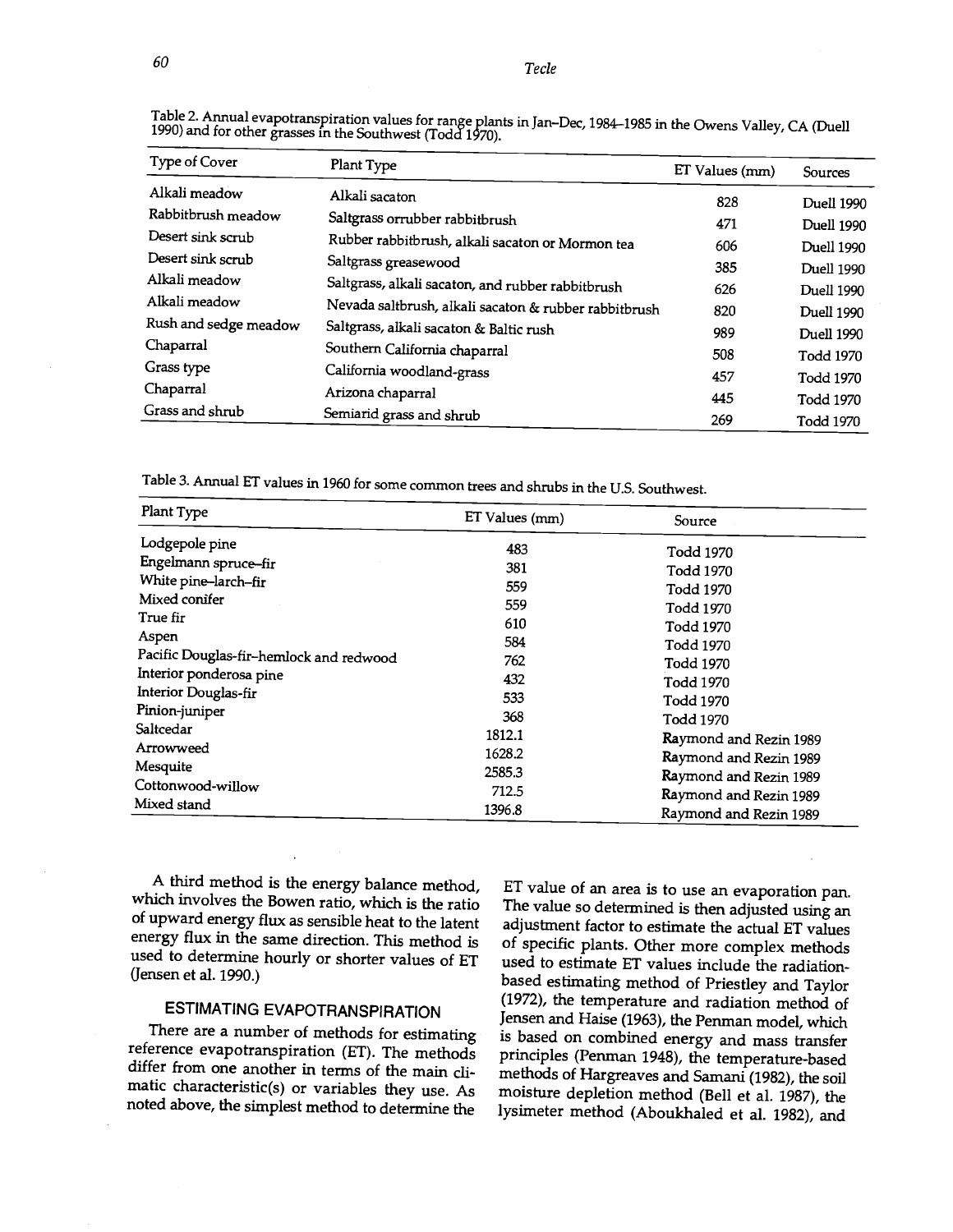Table 2. Annual evapotranspiration values for range plants in Jan–Dec, 1984–1985 in the Owens Valley, CA (Duell 1990) and for other grasses in the Southwest (Todd 1970).

| Type of Cover | Plant Type | ET Values (mm) | Sources |
|---|---|---|---|
| Alkali meadow | Alkali sacaton | 828 | Duell 1990 |
| Rabbitbrush meadow | Saltgrass orrubber rabbitbrush | 471 | Duell 1990 |
| Desert sink scrub | Rubber rabbitbrush, alkali sacaton or Mormon tea | 606 | Duell 1990 |
| Desert sink scrub | Saltgrass greasewood | 385 | Duell 1990 |
| Alkali meadow | Saltgrass, alkali sacaton, and rubber rabbitbrush | 626 | Duell 1990 |
| Alkali meadow | Nevada saltbrush, alkali sacaton & rubber rabbitbrush | 820 | Duell 1990 |
| Rush and sedge meadow | Saltgrass, alkali sacaton & Baltic rush | 989 | Duell 1990 |
| Chaparral | Southern California chaparral | 508 | Todd 1970 |
| Grass type | California woodland-grass | 457 | Todd 1970 |
| Chaparral | Arizona chaparral | 445 | Todd 1970 |
| Grass and shrub | Semiarid grass and shrub | 269 | Todd 1970 |

Table 3. Annual ET values in 1960 for some common trees and shrubs in the U.S. Southwest.

| Plant Type | ET Values (mm) | Source |
|---|---|---|
| Lodgepole pine | 483 | Todd 1970 |
| Engelmann spruce–fir | 381 | Todd 1970 |
| White pine–larch–fir | 559 | Todd 1970 |
| Mixed conifer | 559 | Todd 1970 |
| True fir | 610 | Todd 1970 |
| Aspen | 584 | Todd 1970 |
| Pacific Douglas-fir–hemlock and redwood | 762 | Todd 1970 |
| Interior ponderosa pine | 432 | Todd 1970 |
| Interior Douglas-fir | 533 | Todd 1970 |
| Pinion-juniper | 368 | Todd 1970 |
| Saltcedar | 1812.1 | Raymond and Rezin 1989 |
| Arrowweed | 1628.2 | Raymond and Rezin 1989 |
| Mesquite | 2585.3 | Raymond and Rezin 1989 |
| Cottonwood-willow | 712.5 | Raymond and Rezin 1989 |
| Mixed stand | 1396.8 | Raymond and Rezin 1989 |

A third method is the energy balance method, which involves the Bowen ratio, which is the ratio of upward energy flux as sensible heat to the latent energy flux in the same direction. This method is used to determine hourly or shorter values of ET (Jensen et al. 1990.)

## ESTIMATING EVAPOTRANSPIRATION

There are a number of methods for estimating reference evapotranspiration (ET). The methods differ from one another in terms of the main climatic characteristic(s) or variables they use. As noted above, the simplest method to determine the ET value of an area is to use an evaporation pan. The value so determined is then adjusted using an adjustment factor to estimate the actual ET values of specific plants. Other more complex methods used to estimate ET values include the radiation-based estimating method of Priestley and Taylor (1972), the temperature and radiation method of Jensen and Haise (1963), the Penman model, which is based on combined energy and mass transfer principles (Penman 1948), the temperature-based methods of Hargreaves and Samani (1982), the soil moisture depletion method (Bell et al. 1987), the lysimeter method (Aboukhaled et al. 1982), and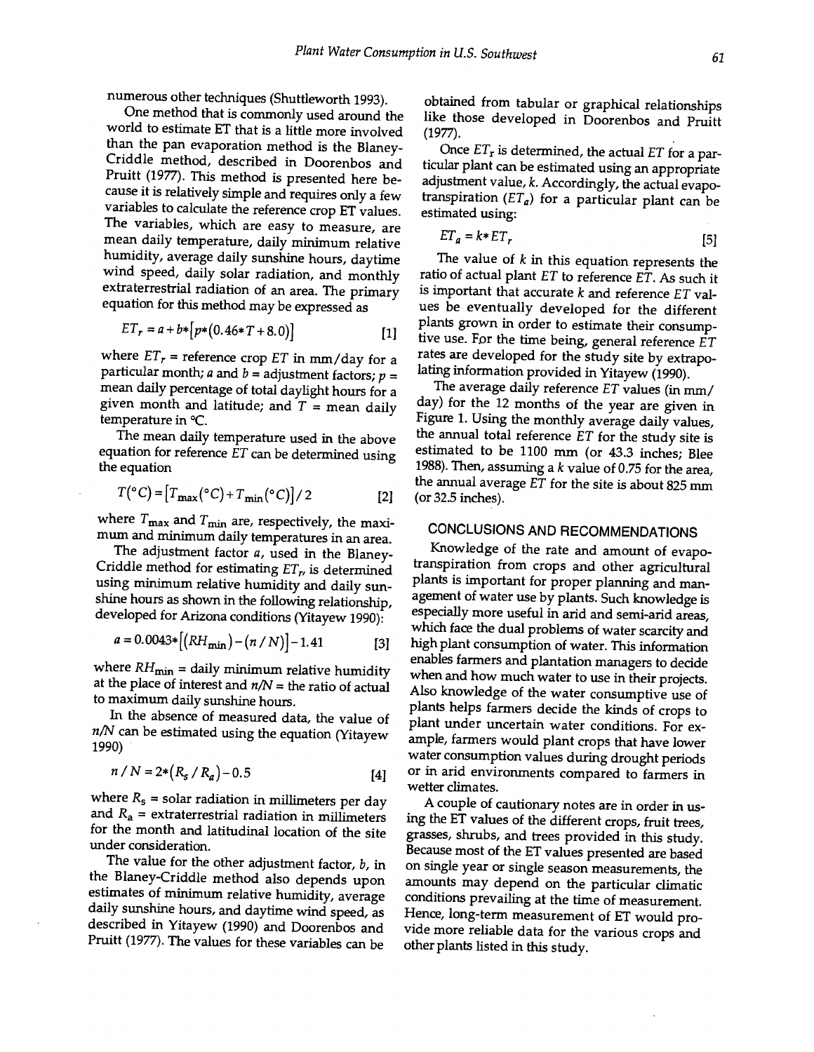numerous other techniques (Shuttleworth 1993).

One method that is commonly used around the world to estimate ET that is a little more involved than the pan evaporation method is the Blaney-Criddle method, described in Doorenbos and Pruitt (1977). This method is presented here because it is relatively simple and requires only a few variables to calculate the reference crop ET values. The variables, which are easy to measure, are mean daily temperature, daily minimum relative humidity, average daily sunshine hours, daytime wind speed, daily solar radiation, and monthly extraterrestrial radiation of an area. The primary equation for this method may be expressed as

$$ET_r = a + b*[p*(0.46*T + 8.0)] \quad [1]$$

where $ET_r$ = reference crop ET in mm/day for a particular month; $a$ and $b$ = adjustment factors; $p$ = mean daily percentage of total daylight hours for a given month and latitude; and $T$ = mean daily temperature in °C.

The mean daily temperature used in the above equation for reference $ET$ can be determined using the equation

$$T(°C) = [T_{max}(°C) + T_{min}(°C)]/2 \quad [2]$$

where $T_{max}$ and $T_{min}$ are, respectively, the maximum and minimum daily temperatures in an area.

The adjustment factor $a$, used in the Blaney-Criddle method for estimating $ET_r$, is determined using minimum relative humidity and daily sunshine hours as shown in the following relationship, developed for Arizona conditions (Yitayew 1990):

$$a = 0.0043*[(RH_{min}) - (n/N)] - 1.41 \quad [3]$$

where $RH_{min}$ = daily minimum relative humidity at the place of interest and $n/N$ = the ratio of actual to maximum daily sunshine hours.

In the absence of measured data, the value of $n/N$ can be estimated using the equation (Yitayew 1990)

$$n/N = 2*(R_s/R_a) - 0.5 \quad [4]$$

where $R_s$ = solar radiation in millimeters per day and $R_a$ = extraterrestrial radiation in millimeters for the month and latitudinal location of the site under consideration.

The value for the other adjustment factor, $b$, in the Blaney-Criddle method also depends upon estimates of minimum relative humidity, average daily sunshine hours, and daytime wind speed, as described in Yitayew (1990) and Doorenbos and Pruitt (1977). The values for these variables can be obtained from tabular or graphical relationships like those developed in Doorenbos and Pruitt (1977).

Once $ET_r$ is determined, the actual $ET$ for a particular plant can be estimated using an appropriate adjustment value, $k$. Accordingly, the actual evapotranspiration ($ET_a$) for a particular plant can be estimated using:

$$ET_a = k*ET_r \quad [5]$$

The value of $k$ in this equation represents the ratio of actual plant ET to reference $ET$. As such it is important that accurate $k$ and reference ET values be eventually developed for the different plants grown in order to estimate their consumptive use. For the time being, general reference $ET$ rates are developed for the study site by extrapolating information provided in Yitayew (1990).

The average daily reference $ET$ values (in mm/day) for the 12 months of the year are given in Figure 1. Using the monthly average daily values, the annual total reference $ET$ for the study site is estimated to be 1100 mm (or 43.3 inches; Blee 1988). Then, assuming a $k$ value of 0.75 for the area, the annual average $ET$ for the site is about 825 mm (or 32.5 inches).

## CONCLUSIONS AND RECOMMENDATIONS

Knowledge of the rate and amount of evapotranspiration from crops and other agricultural plants is important for proper planning and management of water use by plants. Such knowledge is especially more useful in arid and semi-arid areas, which face the dual problems of water scarcity and high plant consumption of water. This information enables farmers and plantation managers to decide when and how much water to use in their projects. Also knowledge of the water consumptive use of plants helps farmers decide the kinds of crops to plant under uncertain water conditions. For example, farmers would plant crops that have lower water consumption values during drought periods or in arid environments compared to farmers in wetter climates.

A couple of cautionary notes are in order in using the ET values of the different crops, fruit trees, grasses, shrubs, and trees provided in this study. Because most of the ET values presented are based on single year or single season measurements, the amounts may depend on the particular climatic conditions prevailing at the time of measurement. Hence, long-term measurement of ET would provide more reliable data for the various crops and other plants listed in this study.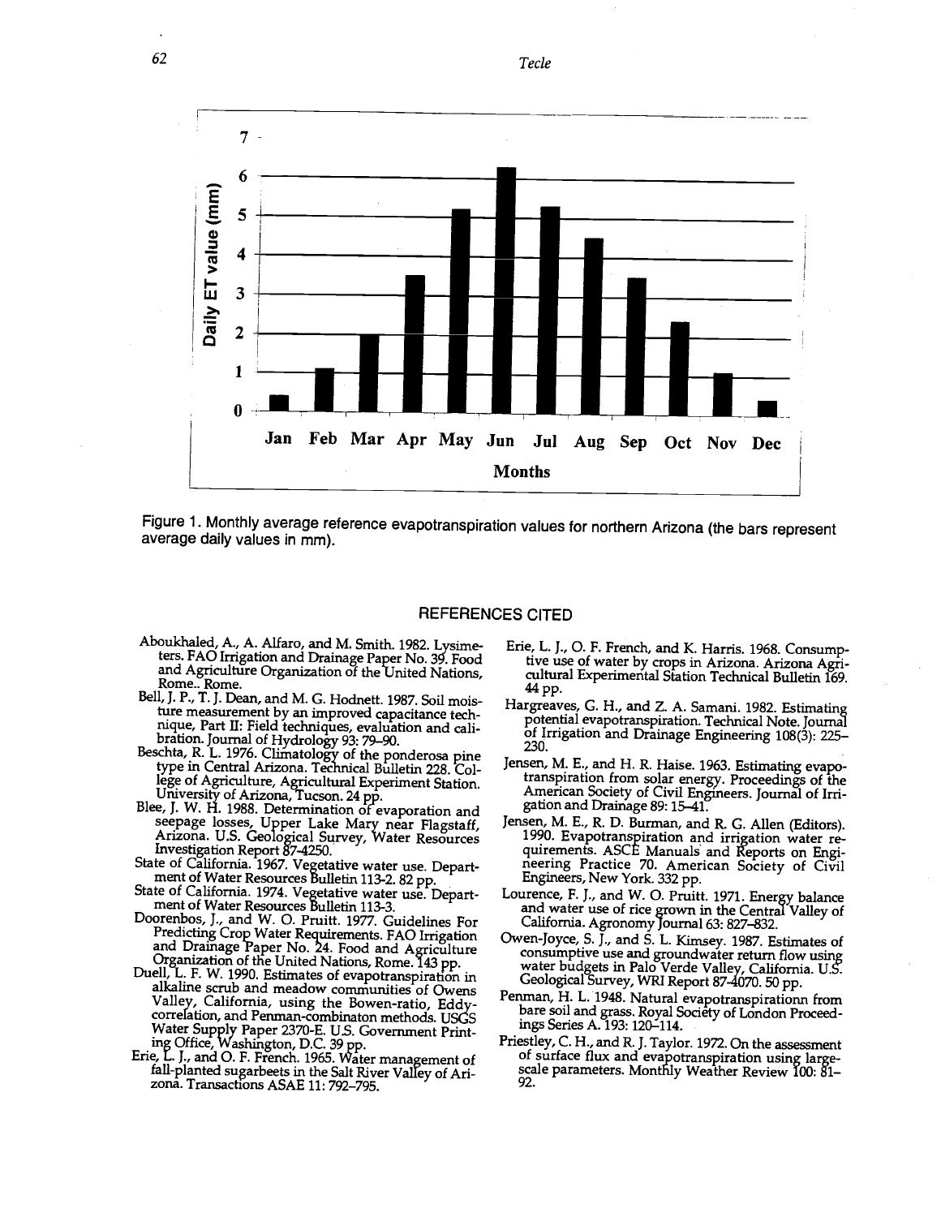Figure 1. Monthly average reference evapotranspiration values for northern Arizona (the bars represent average daily values in mm).

## REFERENCES CITED

Aboukhaled, A., A. Alfaro, and M. Smith. 1982. Lysimeters. FAO Irrigation and Drainage Paper No. 39. Food and Agriculture Organization of the United Nations, Rome.. Rome.

Bell, J. P., T. J. Dean, and M. G. Hodnett. 1987. Soil moisture measurement by an improved capacitance technique, Part II: Field techniques, evaluation and calibration. Journal of Hydrology 93: 79–90.

Beschta, R. L. 1976. Climatology of the ponderosa pine type in Central Arizona. Technical Bulletin 228. College of Agriculture, Agricultural Experiment Station. University of Arizona, Tucson. 24 pp.

Blee, J. W. H. 1988. Determination of evaporation and seepage losses, Upper Lake Mary near Flagstaff, Arizona. U.S. Geological Survey, Water Resources Investigation Report 87-4250.

State of California. 1967. Vegetative water use. Department of Water Resources Bulletin 113-2. 82 pp.

State of California. 1974. Vegetative water use. Department of Water Resources Bulletin 113-3.

Doorenbos, J., and W. O. Pruitt. 1977. Guidelines For Predicting Crop Water Requirements. FAO Irrigation and Drainage Paper No. 24. Food and Agriculture Organization of the United Nations, Rome. 143 pp.

Duell, L. F. W. 1990. Estimates of evapotranspiration in alkaline scrub and meadow communities of Owens Valley, California, using the Bowen-ratio, Eddy-correlation, and Penman-combinaton methods. USGS Water Supply Paper 2370-E. U.S. Government Printing Office, Washington, D.C. 39 pp.

Erie, L. J., and O. F. French. 1965. Water management of fall-planted sugarbeets in the Salt River Valley of Arizona. Transactions ASAE 11: 792–795.

Erie, L. J., O. F. French, and K. Harris. 1968. Consumptive use of water by crops in Arizona. Arizona Agricultural Experimental Station Technical Bulletin 169. 44 pp.

Hargreaves, G. H., and Z. A. Samani. 1982. Estimating potential evapotranspiration. Technical Note. Journal of Irrigation and Drainage Engineering 108(3): 225–230.

Jensen, M. E., and H. R. Haise. 1963. Estimating evapotranspiration from solar energy. Proceedings of the American Society of Civil Engineers. Journal of Irrigation and Drainage 89: 15–41.

Jensen, M. E., R. D. Burman, and R. G. Allen (Editors). 1990. Evapotranspiration and irrigation water requirements. ASCE Manuals and Reports on Engineering Practice 70. American Society of Civil Engineers, New York. 332 pp.

Lourence, F. J., and W. O. Pruitt. 1971. Energy balance and water use of rice grown in the Central Valley of California. Agronomy Journal 63: 827–832.

Owen-Joyce, S. J., and S. L. Kimsey. 1987. Estimates of consumptive use and groundwater return flow using water budgets in Palo Verde Valley, California. U.S. Geological Survey, WRI Report 87-4070. 50 pp.

Penman, H. L. 1948. Natural evapotranspirationn from bare soil and grass. Royal Society of London Proceedings Series A. 193: 120–114.

Priestley, C. H., and R. J. Taylor. 1972. On the assessment of surface flux and evapotranspiration using large-scale parameters. Monthly Weather Review 100: 81–92.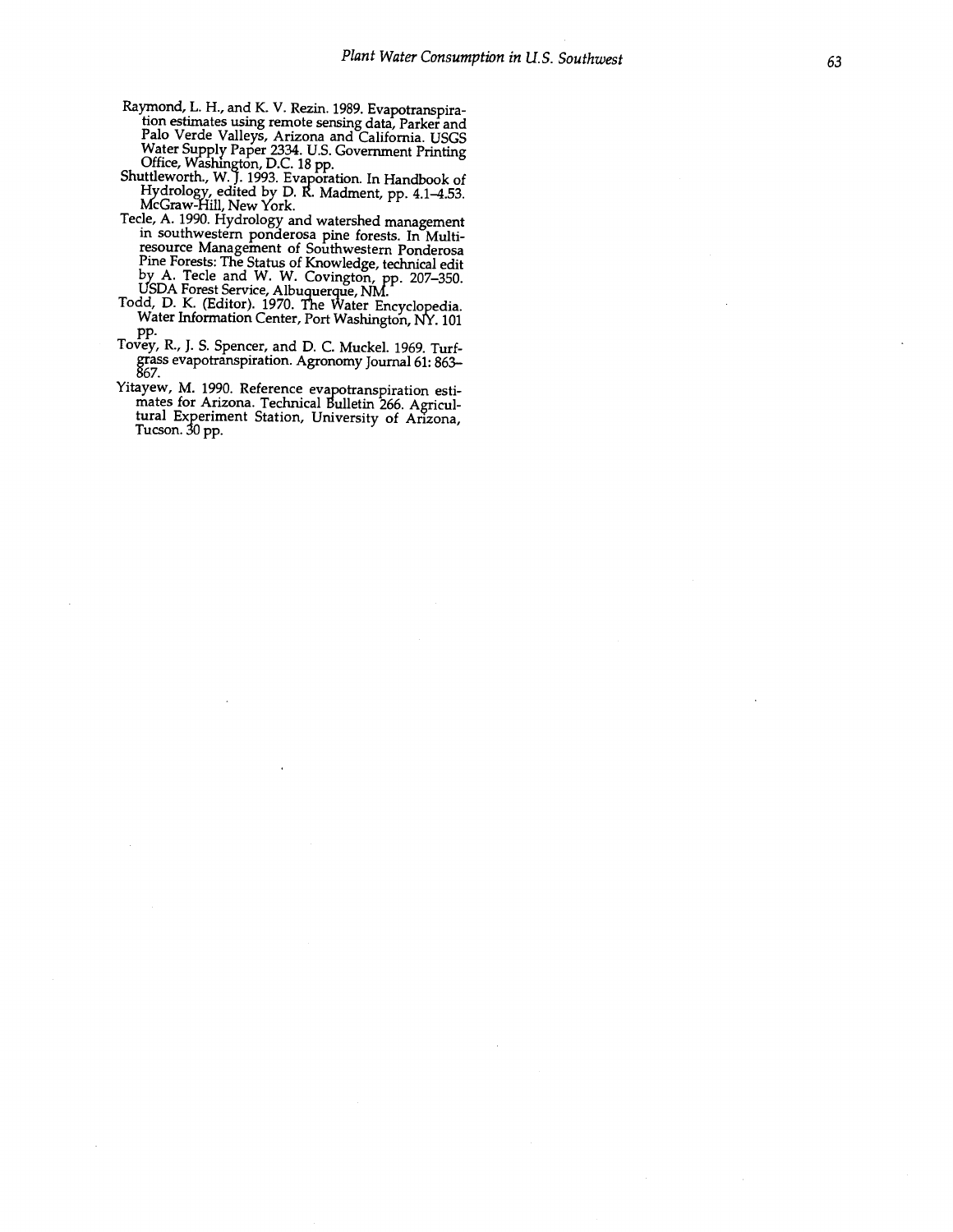Raymond, L. H., and K. V. Rezin. 1989. Evapotranspiration estimates using remote sensing data, Parker and Palo Verde Valleys, Arizona and California. USGS Water Supply Paper 2334. U.S. Government Printing Office, Washington, D.C. 18 pp.

Shuttleworth., W. J. 1993. Evaporation. In Handbook of Hydrology, edited by D. R. Madment, pp. 4.1–4.53. McGraw-Hill, New York.

Tecle, A. 1990. Hydrology and watershed management in southwestern ponderosa pine forests. In Multiresource Management of Southwestern Ponderosa Pine Forests: The Status of Knowledge, technical edit by A. Tecle and W. W. Covington, pp. 207–350. USDA Forest Service, Albuquerque, NM.

Todd, D. K. (Editor). 1970. The Water Encyclopedia. Water Information Center, Port Washington, NY. 101 pp.

Tovey, R., J. S. Spencer, and D. C. Muckel. 1969. Turfgrass evapotranspiration. Agronomy Journal 61: 863–867.

Yitayew, M. 1990. Reference evapotranspiration estimates for Arizona. Technical Bulletin 266. Agricultural Experiment Station, University of Arizona, Tucson. 30 pp.